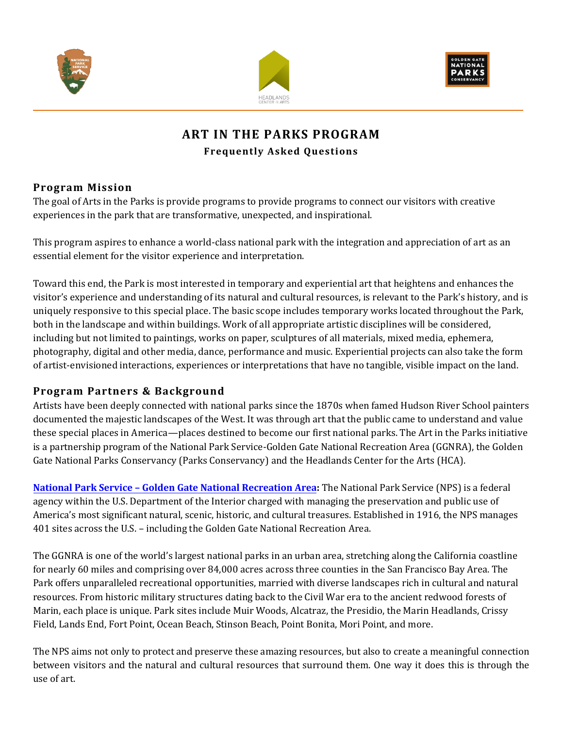# ART IN THE PARKS PROGRAM

**Frequently Asked Questions**

## Program Mission

The goal of Arts in the Parks is provide programs to provide programs to connect our visitors with creative experiences in the park that are transformative, unexpected, and inspirational.

This program aspires to enhance a world-class national park with the integration and appreciation of art as an essential element for the visitor experience and interpretation.

Toward this end, the Park is most interested in temporary and experiential art that heightens and enhances the visitor's experience and understanding of its natural and cultural resources, is relevant to the Park's history, and is uniquely responsive to this special place. The basic scope includes temporary works located throughout the Park, both in the landscape and within buildings. Work of all appropriate artistic disciplines will be considered, including but not limited to paintings, works on paper, sculptures of all materials, mixed media, ephemera, photography, digital and other media, dance, performance and music. Experiential projects can also take the form of artist-envisioned interactions, experiences or interpretations that have no tangible, visible impact on the land.

## Program Partners & Background

Artists have been deeply connected with national parks since the 1870s when famed Hudson River School painters documented the majestic landscapes of the West. It was through art that the public came to understand and value these special places in America—places destined to become our first national parks. The Art in the Parks initiative is a partnership program of the National Park Service-Golden Gate National Recreation Area (GGNRA), the Golden Gate National Parks Conservancy (Parks Conservancy) and the Headlands Center for the Arts (HCA).

**National Park Service – Golden Gate National Recreation Area:** The National Park Service (NPS) is a federal agency within the U.S. Department of the Interior charged with managing the preservation and public use of America's most significant natural, scenic, historic, and cultural treasures. Established in 1916, the NPS manages 401 sites across the U.S. – including the Golden Gate National Recreation Area.

The GGNRA is one of the world's largest national parks in an urban area, stretching along the California coastline for nearly 60 miles and comprising over 84,000 acres across three counties in the San Francisco Bay Area. The Park offers unparalleled recreational opportunities, married with diverse landscapes rich in cultural and natural resources. From historic military structures dating back to the Civil War era to the ancient redwood forests of Marin, each place is unique. Park sites include Muir Woods, Alcatraz, the Presidio, the Marin Headlands, Crissy Field, Lands End, Fort Point, Ocean Beach, Stinson Beach, Point Bonita, Mori Point, and more.

The NPS aims not only to protect and preserve these amazing resources, but also to create a meaningful connection between visitors and the natural and cultural resources that surround them. One way it does this is through the use of art.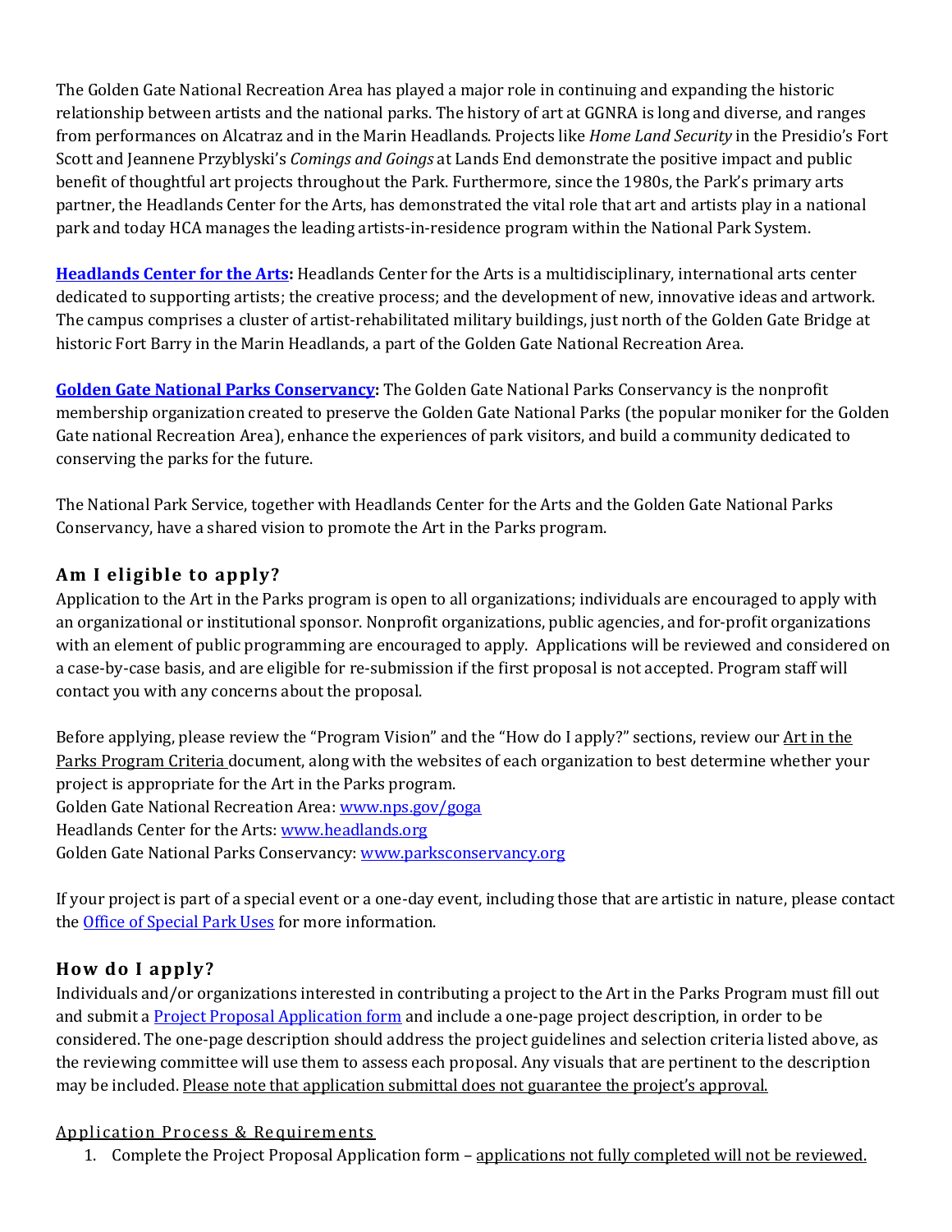The Golden Gate National Recreation Area has played a major role in continuing and expanding the historic relationship between artists and the national parks. The history of art at GGNRA is long and diverse, and ranges from performances on Alcatraz and in the Marin Headlands. Projects like *Home Land Security* in the Presidio's Fort Scott and Jeannene Przyblyski's *Comings and Goings* at Lands End demonstrate the positive impact and public benefit of thoughtful art projects throughout the Park. Furthermore, since the 1980s, the Park's primary arts partner, the Headlands Center for the Arts, has demonstrated the vital role that art and artists play in a national park and today HCA manages the leading artists-in-residence program within the National Park System.

**Headlands Center for the Arts:** Headlands Center for the Arts is a multidisciplinary, international arts center dedicated to supporting artists; the creative process; and the development of new, innovative ideas and artwork. The campus comprises a cluster of artist-rehabilitated military buildings, just north of the Golden Gate Bridge at historic Fort Barry in the Marin Headlands, a part of the Golden Gate National Recreation Area.

**Golden Gate National Parks Conservancy:** The Golden Gate National Parks Conservancy is the nonprofit membership organization created to preserve the Golden Gate National Parks (the popular moniker for the Golden Gate national Recreation Area), enhance the experiences of park visitors, and build a community dedicated to conserving the parks for the future.

The National Park Service, together with Headlands Center for the Arts and the Golden Gate National Parks Conservancy, have a shared vision to promote the Art in the Parks program.

## Am I eligible to apply?

Application to the Art in the Parks program is open to all organizations; individuals are encouraged to apply with an organizational or institutional sponsor. Nonprofit organizations, public agencies, and for-profit organizations with an element of public programming are encouraged to apply. Applications will be reviewed and considered on a case-by-case basis, and are eligible for re-submission if the first proposal is not accepted. Program staff will contact you with any concerns about the proposal.

Before applying, please review the "Program Vision" and the "How do I apply?" sections, review our Art in the Parks Program Criteria document, along with the websites of each organization to best determine whether your project is appropriate for the Art in the Parks program.
Golden Gate National Recreation Area: www.nps.gov/goga
Headlands Center for the Arts: www.headlands.org
Golden Gate National Parks Conservancy: www.parksconservancy.org

If your project is part of a special event or a one-day event, including those that are artistic in nature, please contact the Office of Special Park Uses for more information.

## How do I apply?

Individuals and/or organizations interested in contributing a project to the Art in the Parks Program must fill out and submit a Project Proposal Application form and include a one-page project description, in order to be considered. The one-page description should address the project guidelines and selection criteria listed above, as the reviewing committee will use them to assess each proposal. Any visuals that are pertinent to the description may be included. Please note that application submittal does not guarantee the project's approval.

### Application Process & Requirements

1. Complete the Project Proposal Application form – applications not fully completed will not be reviewed.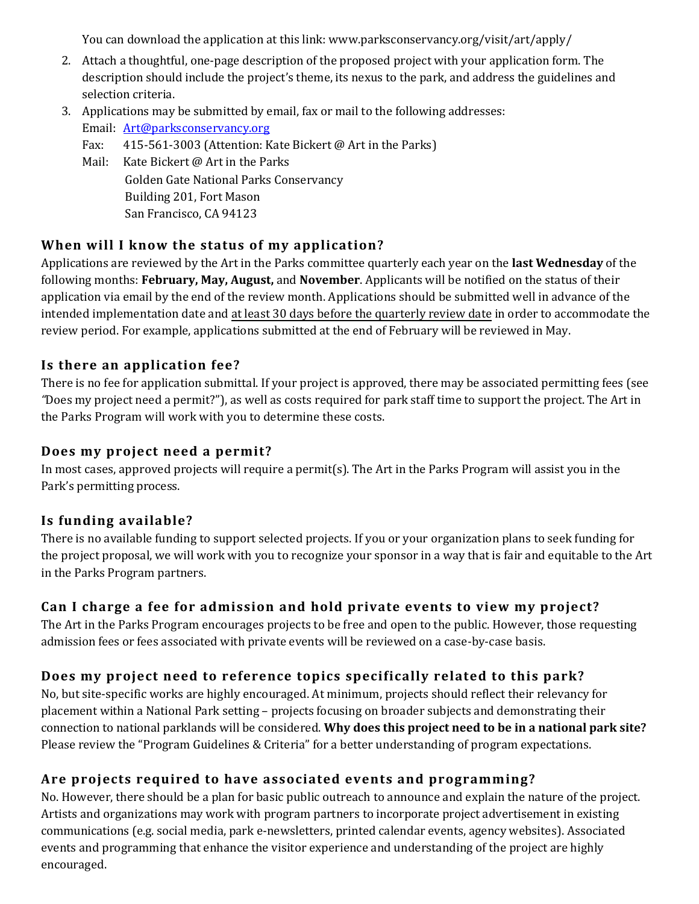You can download the application at this link: www.parksconservancy.org/visit/art/apply/

2. Attach a thoughtful, one-page description of the proposed project with your application form. The description should include the project's theme, its nexus to the park, and address the guidelines and selection criteria.
3. Applications may be submitted by email, fax or mail to the following addresses:
   Email: [Art@parksconservancy.org](mailto:Art@parksconservancy.org)
   Fax: 415-561-3003 (Attention: Kate Bickert @ Art in the Parks)
   Mail: Kate Bickert @ Art in the Parks
   Golden Gate National Parks Conservancy
   Building 201, Fort Mason
   San Francisco, CA 94123

## When will I know the status of my application?

Applications are reviewed by the Art in the Parks committee quarterly each year on the **last Wednesday** of the following months: **February, May, August,** and **November**. Applicants will be notified on the status of their application via email by the end of the review month. Applications should be submitted well in advance of the intended implementation date and <u>at least 30 days before the quarterly review date</u> in order to accommodate the review period. For example, applications submitted at the end of February will be reviewed in May.

## Is there an application fee?

There is no fee for application submittal. If your project is approved, there may be associated permitting fees (see "Does my project need a permit?"), as well as costs required for park staff time to support the project. The Art in the Parks Program will work with you to determine these costs.

## Does my project need a permit?

In most cases, approved projects will require a permit(s). The Art in the Parks Program will assist you in the Park's permitting process.

## Is funding available?

There is no available funding to support selected projects. If you or your organization plans to seek funding for the project proposal, we will work with you to recognize your sponsor in a way that is fair and equitable to the Art in the Parks Program partners.

## Can I charge a fee for admission and hold private events to view my project?

The Art in the Parks Program encourages projects to be free and open to the public. However, those requesting admission fees or fees associated with private events will be reviewed on a case-by-case basis.

## Does my project need to reference topics specifically related to this park?

No, but site-specific works are highly encouraged. At minimum, projects should reflect their relevancy for placement within a National Park setting – projects focusing on broader subjects and demonstrating their connection to national parklands will be considered. **Why does this project need to be in a national park site?** Please review the "Program Guidelines & Criteria" for a better understanding of program expectations.

## Are projects required to have associated events and programming?

No. However, there should be a plan for basic public outreach to announce and explain the nature of the project. Artists and organizations may work with program partners to incorporate project advertisement in existing communications (e.g. social media, park e-newsletters, printed calendar events, agency websites). Associated events and programming that enhance the visitor experience and understanding of the project are highly encouraged.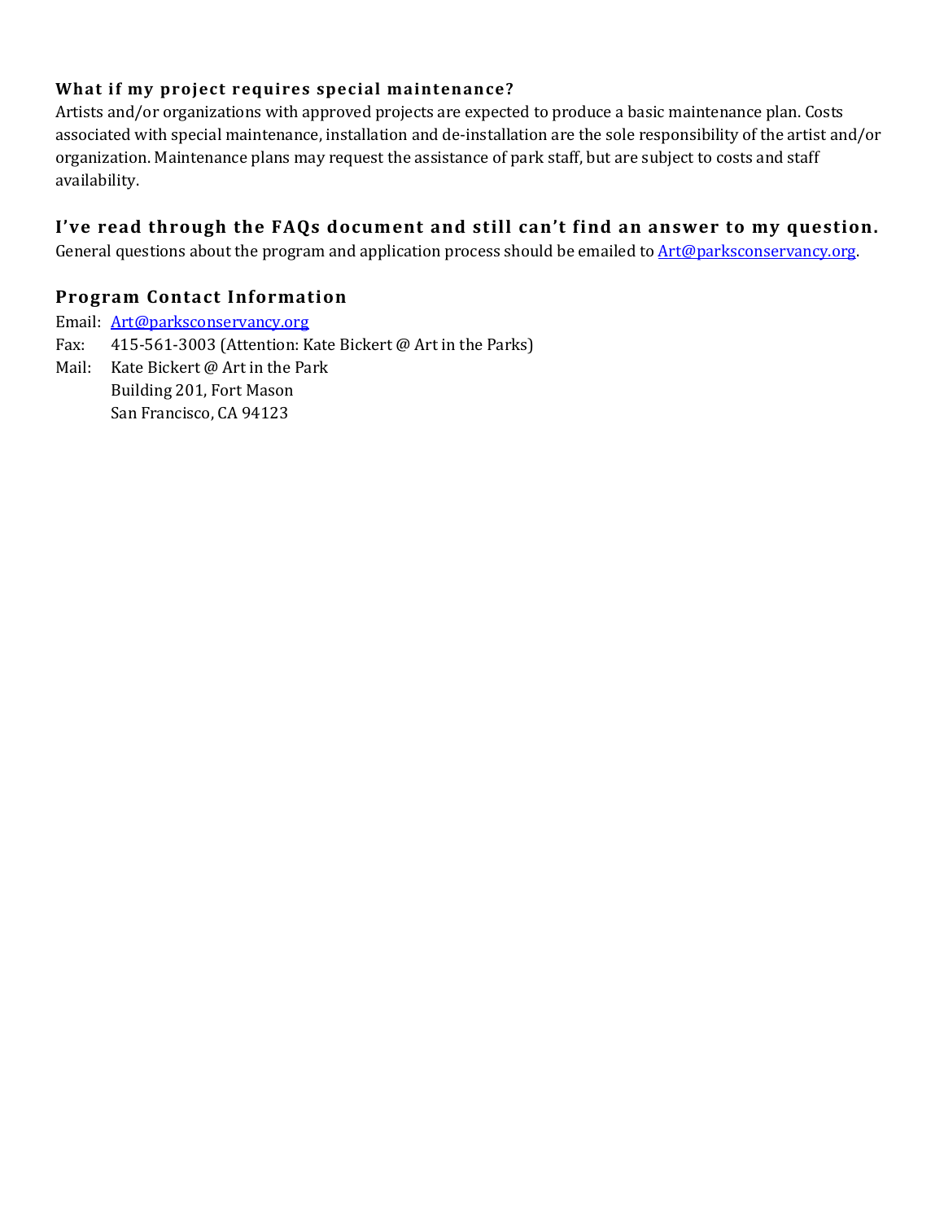### What if my project requires special maintenance?

Artists and/or organizations with approved projects are expected to produce a basic maintenance plan. Costs associated with special maintenance, installation and de-installation are the sole responsibility of the artist and/or organization. Maintenance plans may request the assistance of park staff, but are subject to costs and staff availability.

## I've read through the FAQs document and still can't find an answer to my question.

General questions about the program and application process should be emailed to Art@parksconservancy.org.

## Program Contact Information

Email: Art@parksconservancy.org
Fax: 415-561-3003 (Attention: Kate Bickert @ Art in the Parks)
Mail: Kate Bickert @ Art in the Park
Building 201, Fort Mason
San Francisco, CA 94123